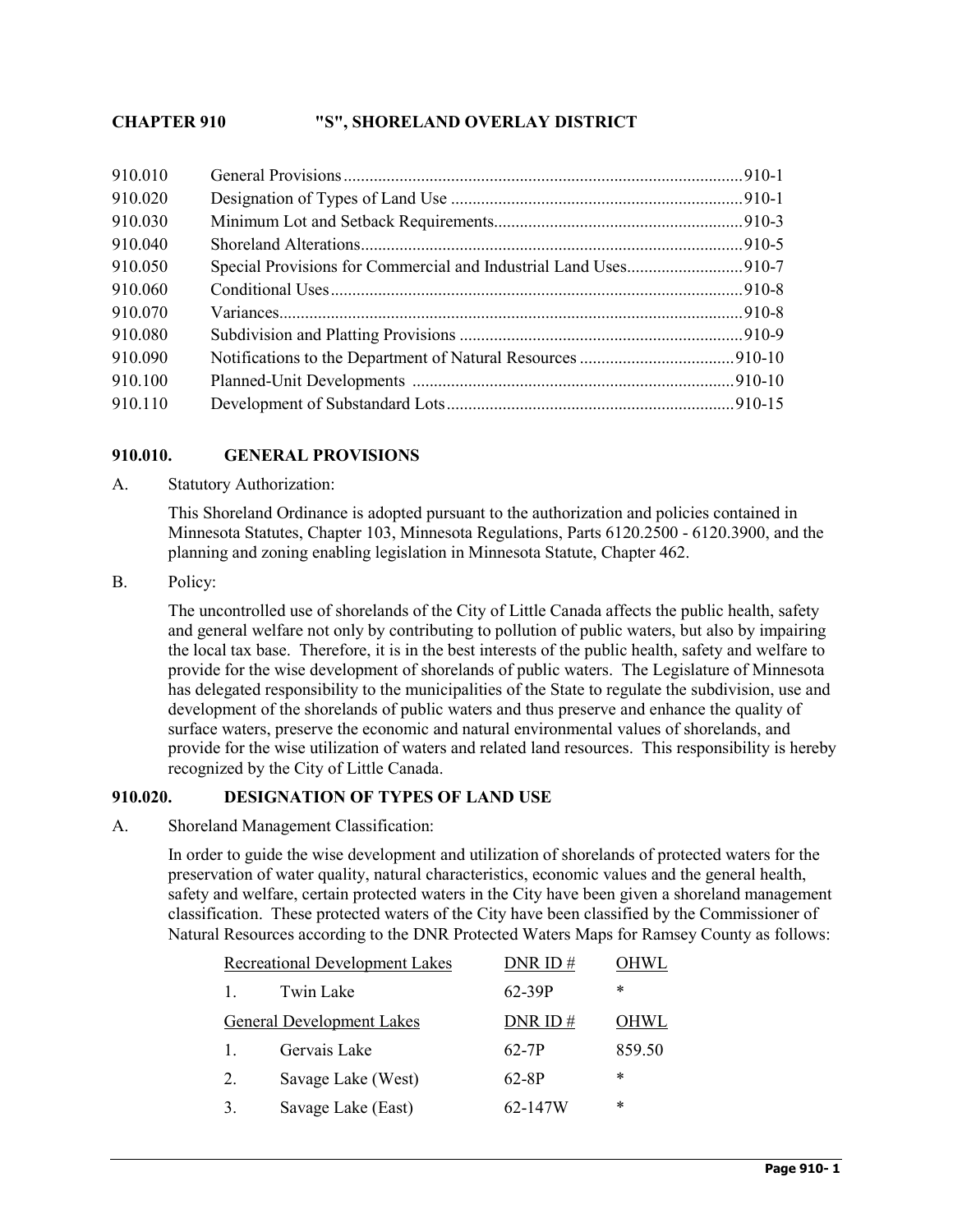# CHAPTER 910 "S", SHORELAND OVERLAY DISTRICT

| | | |
|---|---|---|
| 910.010 | General Provisions | 910-1 |
| 910.020 | Designation of Types of Land Use | 910-1 |
| 910.030 | Minimum Lot and Setback Requirements | 910-3 |
| 910.040 | Shoreland Alterations | 910-5 |
| 910.050 | Special Provisions for Commercial and Industrial Land Uses | 910-7 |
| 910.060 | Conditional Uses | 910-8 |
| 910.070 | Variances | 910-8 |
| 910.080 | Subdivision and Platting Provisions | 910-9 |
| 910.090 | Notifications to the Department of Natural Resources | 910-10 |
| 910.100 | Planned-Unit Developments | 910-10 |
| 910.110 | Development of Substandard Lots | 910-15 |

## 910.010. GENERAL PROVISIONS

A. Statutory Authorization:

This Shoreland Ordinance is adopted pursuant to the authorization and policies contained in Minnesota Statutes, Chapter 103, Minnesota Regulations, Parts 6120.2500 - 6120.3900, and the planning and zoning enabling legislation in Minnesota Statute, Chapter 462.

B. Policy:

The uncontrolled use of shorelands of the City of Little Canada affects the public health, safety and general welfare not only by contributing to pollution of public waters, but also by impairing the local tax base. Therefore, it is in the best interests of the public health, safety and welfare to provide for the wise development of shorelands of public waters. The Legislature of Minnesota has delegated responsibility to the municipalities of the State to regulate the subdivision, use and development of the shorelands of public waters and thus preserve and enhance the quality of surface waters, preserve the economic and natural environmental values of shorelands, and provide for the wise utilization of waters and related land resources. This responsibility is hereby recognized by the City of Little Canada.

## 910.020. DESIGNATION OF TYPES OF LAND USE

A. Shoreland Management Classification:

In order to guide the wise development and utilization of shorelands of protected waters for the preservation of water quality, natural characteristics, economic values and the general health, safety and welfare, certain protected waters in the City have been given a shoreland management classification. These protected waters of the City have been classified by the Commissioner of Natural Resources according to the DNR Protected Waters Maps for Ramsey County as follows:

| Recreational Development Lakes | | DNR ID # | OHWL |
|---|---|---|---|
| 1. | Twin Lake | 62-39P | * |
| **General Development Lakes** | | **DNR ID #** | **OHWL** |
| 1. | Gervais Lake | 62-7P | 859.50 |
| 2. | Savage Lake (West) | 62-8P | * |
| 3. | Savage Lake (East) | 62-147W | * |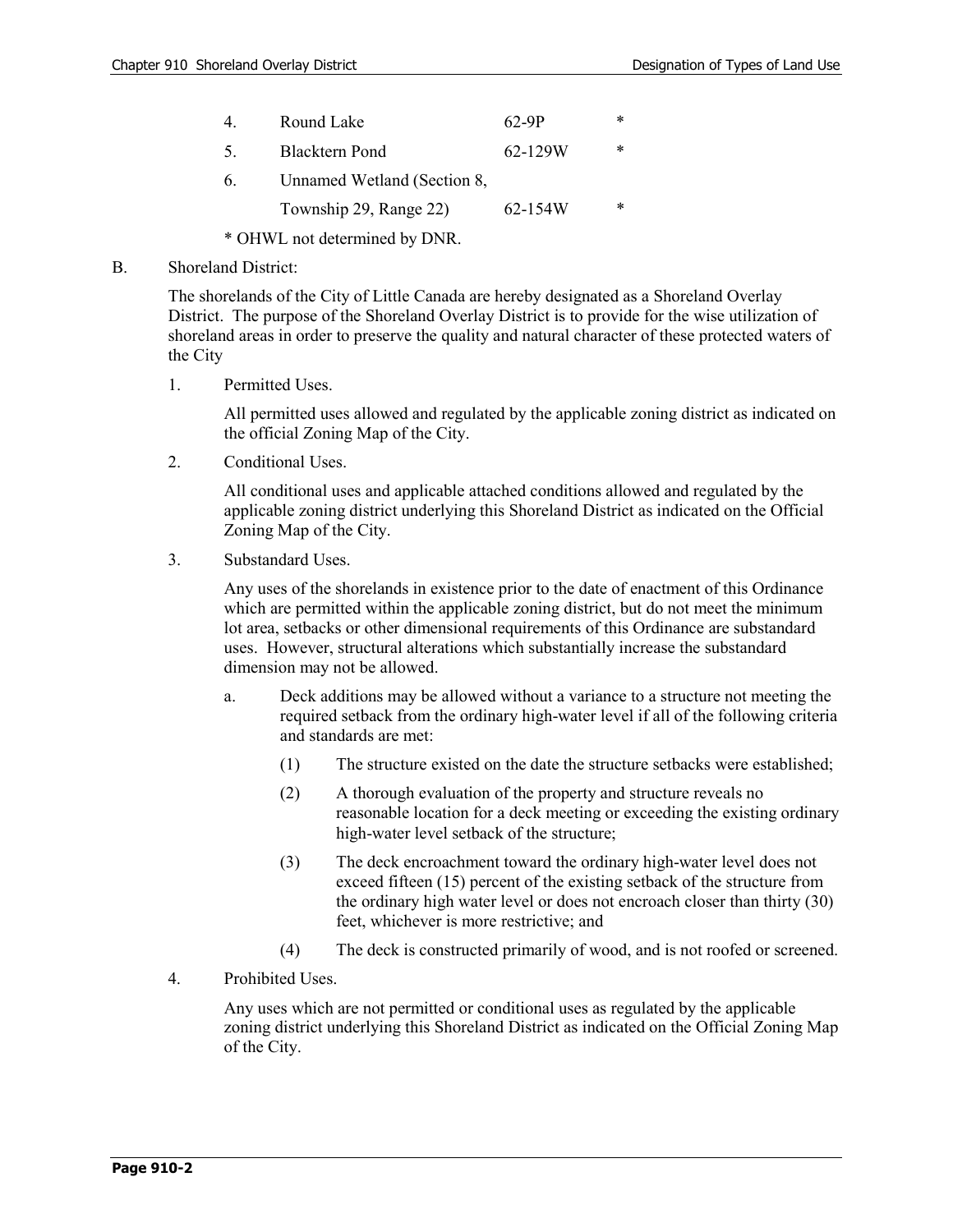| | | | |
|---|---|---|---|
| 4. | Round Lake | 62-9P | * |
| 5. | Blacktern Pond | 62-129W | * |
| 6. | Unnamed Wetland (Section 8, Township 29, Range 22) | 62-154W | * |

* OHWL not determined by DNR.

B. Shoreland District:

The shorelands of the City of Little Canada are hereby designated as a Shoreland Overlay District. The purpose of the Shoreland Overlay District is to provide for the wise utilization of shoreland areas in order to preserve the quality and natural character of these protected waters of the City

1. Permitted Uses.

   All permitted uses allowed and regulated by the applicable zoning district as indicated on the official Zoning Map of the City.

2. Conditional Uses.

   All conditional uses and applicable attached conditions allowed and regulated by the applicable zoning district underlying this Shoreland District as indicated on the Official Zoning Map of the City.

3. Substandard Uses.

   Any uses of the shorelands in existence prior to the date of enactment of this Ordinance which are permitted within the applicable zoning district, but do not meet the minimum lot area, setbacks or other dimensional requirements of this Ordinance are substandard uses. However, structural alterations which substantially increase the substandard dimension may not be allowed.

   a. Deck additions may be allowed without a variance to a structure not meeting the required setback from the ordinary high-water level if all of the following criteria and standards are met:

      (1) The structure existed on the date the structure setbacks were established;

      (2) A thorough evaluation of the property and structure reveals no reasonable location for a deck meeting or exceeding the existing ordinary high-water level setback of the structure;

      (3) The deck encroachment toward the ordinary high-water level does not exceed fifteen (15) percent of the existing setback of the structure from the ordinary high water level or does not encroach closer than thirty (30) feet, whichever is more restrictive; and

      (4) The deck is constructed primarily of wood, and is not roofed or screened.

4. Prohibited Uses.

   Any uses which are not permitted or conditional uses as regulated by the applicable zoning district underlying this Shoreland District as indicated on the Official Zoning Map of the City.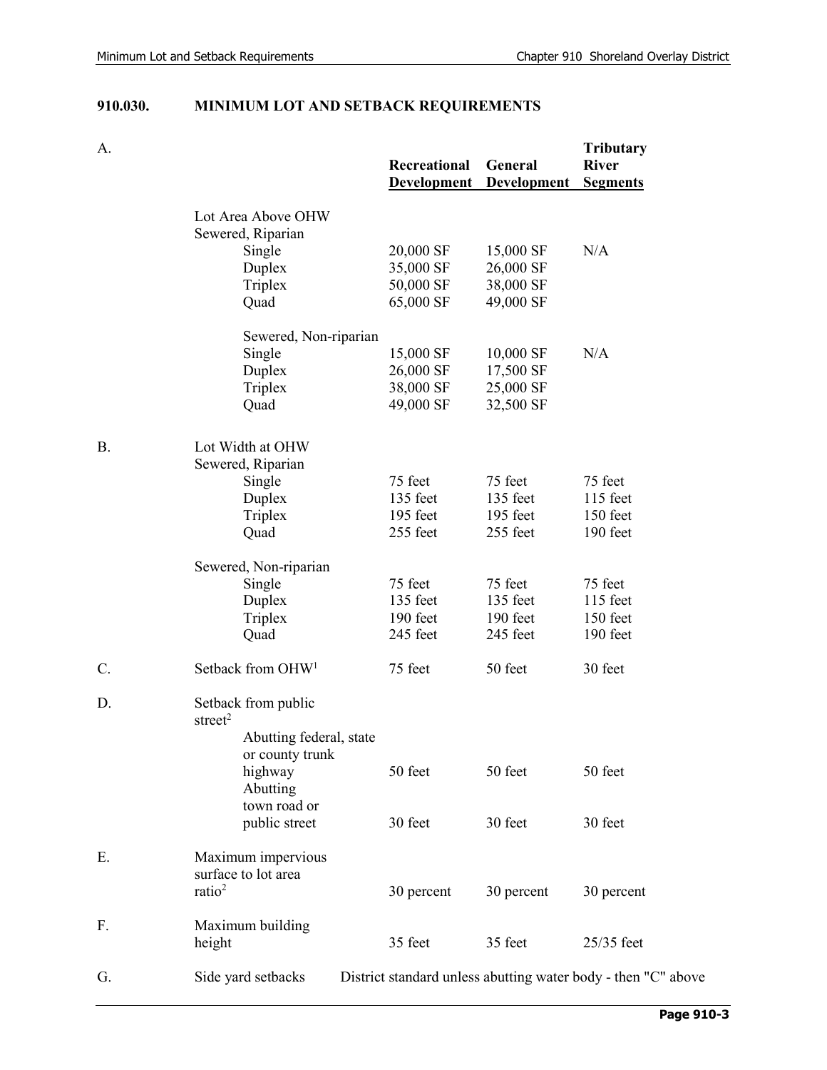## 910.030. MINIMUM LOT AND SETBACK REQUIREMENTS

| | | Recreational Development | General Development | Tributary River Segments |
|---|---|---|---|---|
| A. | Lot Area Above OHW | | | |
| | Sewered, Riparian | | | |
| | Single | 20,000 SF | 15,000 SF | N/A |
| | Duplex | 35,000 SF | 26,000 SF | |
| | Triplex | 50,000 SF | 38,000 SF | |
| | Quad | 65,000 SF | 49,000 SF | |
| | Sewered, Non-riparian | | | |
| | Single | 15,000 SF | 10,000 SF | N/A |
| | Duplex | 26,000 SF | 17,500 SF | |
| | Triplex | 38,000 SF | 25,000 SF | |
| | Quad | 49,000 SF | 32,500 SF | |
| B. | Lot Width at OHW | | | |
| | Sewered, Riparian | | | |
| | Single | 75 feet | 75 feet | 75 feet |
| | Duplex | 135 feet | 135 feet | 115 feet |
| | Triplex | 195 feet | 195 feet | 150 feet |
| | Quad | 255 feet | 255 feet | 190 feet |
| | Sewered, Non-riparian | | | |
| | Single | 75 feet | 75 feet | 75 feet |
| | Duplex | 135 feet | 135 feet | 115 feet |
| | Triplex | 190 feet | 190 feet | 150 feet |
| | Quad | 245 feet | 245 feet | 190 feet |
| C. | Setback from OHW[1] | 75 feet | 50 feet | 30 feet |
| D. | Setback from public street[2] | | | |
| | Abutting federal, state or county trunk highway | 50 feet | 50 feet | 50 feet |
| | Abutting town road or public street | 30 feet | 30 feet | 30 feet |
| E. | Maximum impervious surface to lot area ratio[2] | 30 percent | 30 percent | 30 percent |
| F. | Maximum building height | 35 feet | 35 feet | 25/35 feet |
| G. | Side yard setbacks | District standard unless abutting water body - then "C" above | | |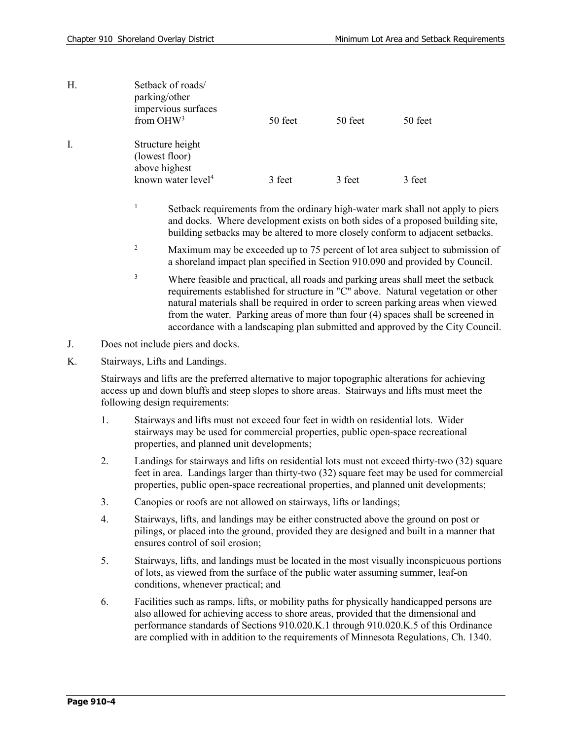| | | | | |
|---|---|---|---|---|
| H. | Setback of roads/ parking/other impervious surfaces from OHW[3] | 50 feet | 50 feet | 50 feet |
| I. | Structure height (lowest floor) above highest known water level[4] | 3 feet | 3 feet | 3 feet |

[1] Setback requirements from the ordinary high-water mark shall not apply to piers and docks. Where development exists on both sides of a proposed building site, building setbacks may be altered to more closely conform to adjacent setbacks.

[2] Maximum may be exceeded up to 75 percent of lot area subject to submission of a shoreland impact plan specified in Section 910.090 and provided by Council.

[3] Where feasible and practical, all roads and parking areas shall meet the setback requirements established for structure in "C" above. Natural vegetation or other natural materials shall be required in order to screen parking areas when viewed from the water. Parking areas of more than four (4) spaces shall be screened in accordance with a landscaping plan submitted and approved by the City Council.

J. Does not include piers and docks.

K. Stairways, Lifts and Landings.

Stairways and lifts are the preferred alternative to major topographic alterations for achieving access up and down bluffs and steep slopes to shore areas. Stairways and lifts must meet the following design requirements:

1. Stairways and lifts must not exceed four feet in width on residential lots. Wider stairways may be used for commercial properties, public open-space recreational properties, and planned unit developments;
2. Landings for stairways and lifts on residential lots must not exceed thirty-two (32) square feet in area. Landings larger than thirty-two (32) square feet may be used for commercial properties, public open-space recreational properties, and planned unit developments;
3. Canopies or roofs are not allowed on stairways, lifts or landings;
4. Stairways, lifts, and landings may be either constructed above the ground on post or pilings, or placed into the ground, provided they are designed and built in a manner that ensures control of soil erosion;
5. Stairways, lifts, and landings must be located in the most visually inconspicuous portions of lots, as viewed from the surface of the public water assuming summer, leaf-on conditions, whenever practical; and
6. Facilities such as ramps, lifts, or mobility paths for physically handicapped persons are also allowed for achieving access to shore areas, provided that the dimensional and performance standards of Sections 910.020.K.1 through 910.020.K.5 of this Ordinance are complied with in addition to the requirements of Minnesota Regulations, Ch. 1340.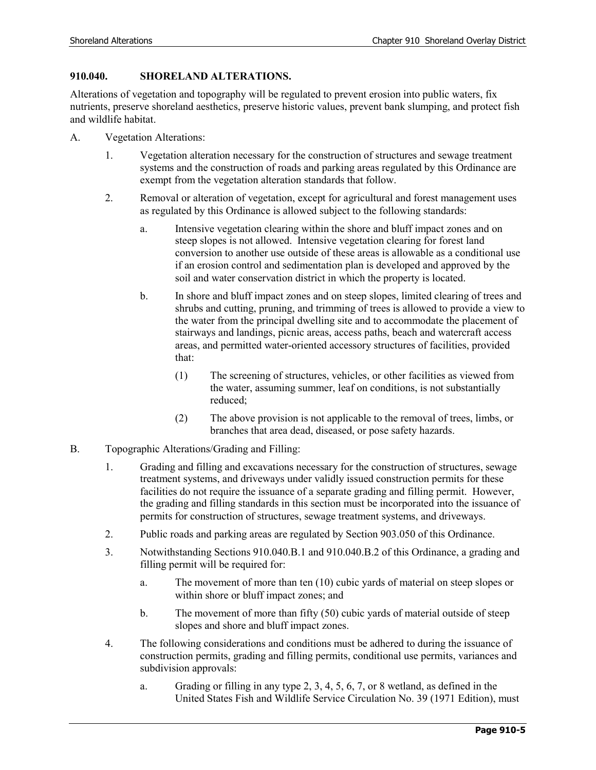## 910.040. SHORELAND ALTERATIONS.

Alterations of vegetation and topography will be regulated to prevent erosion into public waters, fix nutrients, preserve shoreland aesthetics, preserve historic values, prevent bank slumping, and protect fish and wildlife habitat.

A. Vegetation Alterations:

1. Vegetation alteration necessary for the construction of structures and sewage treatment systems and the construction of roads and parking areas regulated by this Ordinance are exempt from the vegetation alteration standards that follow.

2. Removal or alteration of vegetation, except for agricultural and forest management uses as regulated by this Ordinance is allowed subject to the following standards:

   a. Intensive vegetation clearing within the shore and bluff impact zones and on steep slopes is not allowed. Intensive vegetation clearing for forest land conversion to another use outside of these areas is allowable as a conditional use if an erosion control and sedimentation plan is developed and approved by the soil and water conservation district in which the property is located.

   b. In shore and bluff impact zones and on steep slopes, limited clearing of trees and shrubs and cutting, pruning, and trimming of trees is allowed to provide a view to the water from the principal dwelling site and to accommodate the placement of stairways and landings, picnic areas, access paths, beach and watercraft access areas, and permitted water-oriented accessory structures of facilities, provided that:

      (1) The screening of structures, vehicles, or other facilities as viewed from the water, assuming summer, leaf on conditions, is not substantially reduced;

      (2) The above provision is not applicable to the removal of trees, limbs, or branches that area dead, diseased, or pose safety hazards.

B. Topographic Alterations/Grading and Filling:

1. Grading and filling and excavations necessary for the construction of structures, sewage treatment systems, and driveways under validly issued construction permits for these facilities do not require the issuance of a separate grading and filling permit. However, the grading and filling standards in this section must be incorporated into the issuance of permits for construction of structures, sewage treatment systems, and driveways.

2. Public roads and parking areas are regulated by Section 903.050 of this Ordinance.

3. Notwithstanding Sections 910.040.B.1 and 910.040.B.2 of this Ordinance, a grading and filling permit will be required for:

   a. The movement of more than ten (10) cubic yards of material on steep slopes or within shore or bluff impact zones; and

   b. The movement of more than fifty (50) cubic yards of material outside of steep slopes and shore and bluff impact zones.

4. The following considerations and conditions must be adhered to during the issuance of construction permits, grading and filling permits, conditional use permits, variances and subdivision approvals:

   a. Grading or filling in any type 2, 3, 4, 5, 6, 7, or 8 wetland, as defined in the United States Fish and Wildlife Service Circulation No. 39 (1971 Edition), must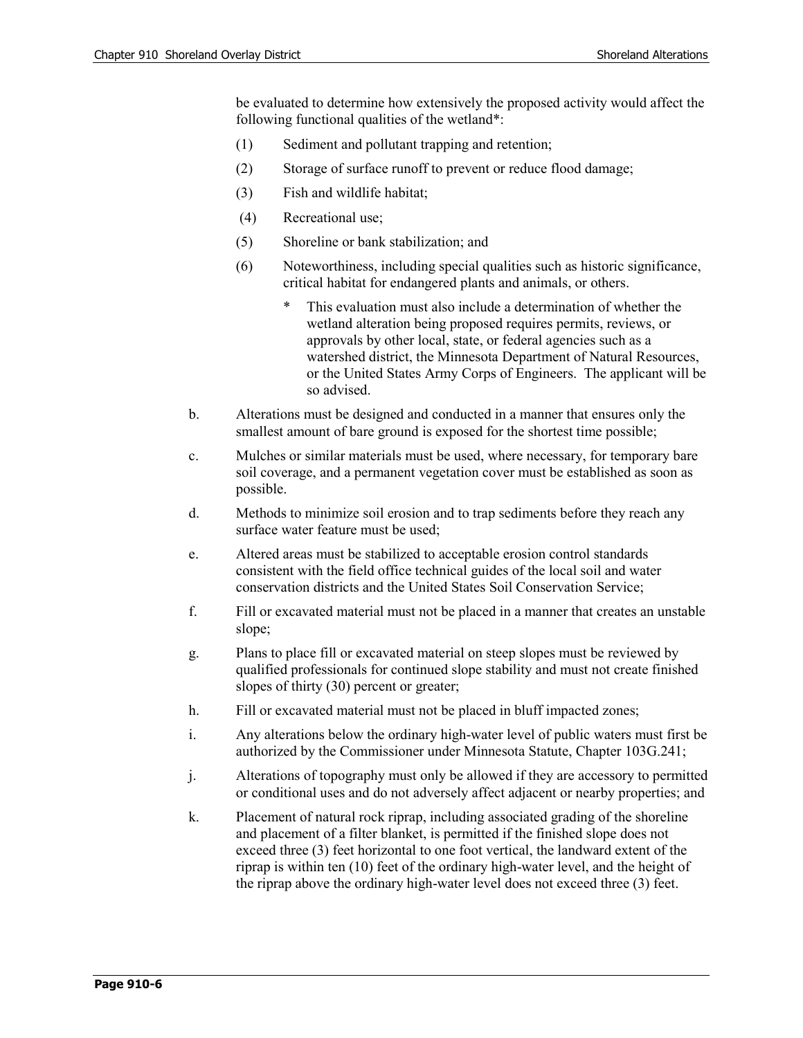be evaluated to determine how extensively the proposed activity would affect the following functional qualities of the wetland*:

(1) Sediment and pollutant trapping and retention;

(2) Storage of surface runoff to prevent or reduce flood damage;

(3) Fish and wildlife habitat;

(4) Recreational use;

(5) Shoreline or bank stabilization; and

(6) Noteworthiness, including special qualities such as historic significance, critical habitat for endangered plants and animals, or others.

\* This evaluation must also include a determination of whether the wetland alteration being proposed requires permits, reviews, or approvals by other local, state, or federal agencies such as a watershed district, the Minnesota Department of Natural Resources, or the United States Army Corps of Engineers. The applicant will be so advised.

b. Alterations must be designed and conducted in a manner that ensures only the smallest amount of bare ground is exposed for the shortest time possible;

c. Mulches or similar materials must be used, where necessary, for temporary bare soil coverage, and a permanent vegetation cover must be established as soon as possible.

d. Methods to minimize soil erosion and to trap sediments before they reach any surface water feature must be used;

e. Altered areas must be stabilized to acceptable erosion control standards consistent with the field office technical guides of the local soil and water conservation districts and the United States Soil Conservation Service;

f. Fill or excavated material must not be placed in a manner that creates an unstable slope;

g. Plans to place fill or excavated material on steep slopes must be reviewed by qualified professionals for continued slope stability and must not create finished slopes of thirty (30) percent or greater;

h. Fill or excavated material must not be placed in bluff impacted zones;

i. Any alterations below the ordinary high-water level of public waters must first be authorized by the Commissioner under Minnesota Statute, Chapter 103G.241;

j. Alterations of topography must only be allowed if they are accessory to permitted or conditional uses and do not adversely affect adjacent or nearby properties; and

k. Placement of natural rock riprap, including associated grading of the shoreline and placement of a filter blanket, is permitted if the finished slope does not exceed three (3) feet horizontal to one foot vertical, the landward extent of the riprap is within ten (10) feet of the ordinary high-water level, and the height of the riprap above the ordinary high-water level does not exceed three (3) feet.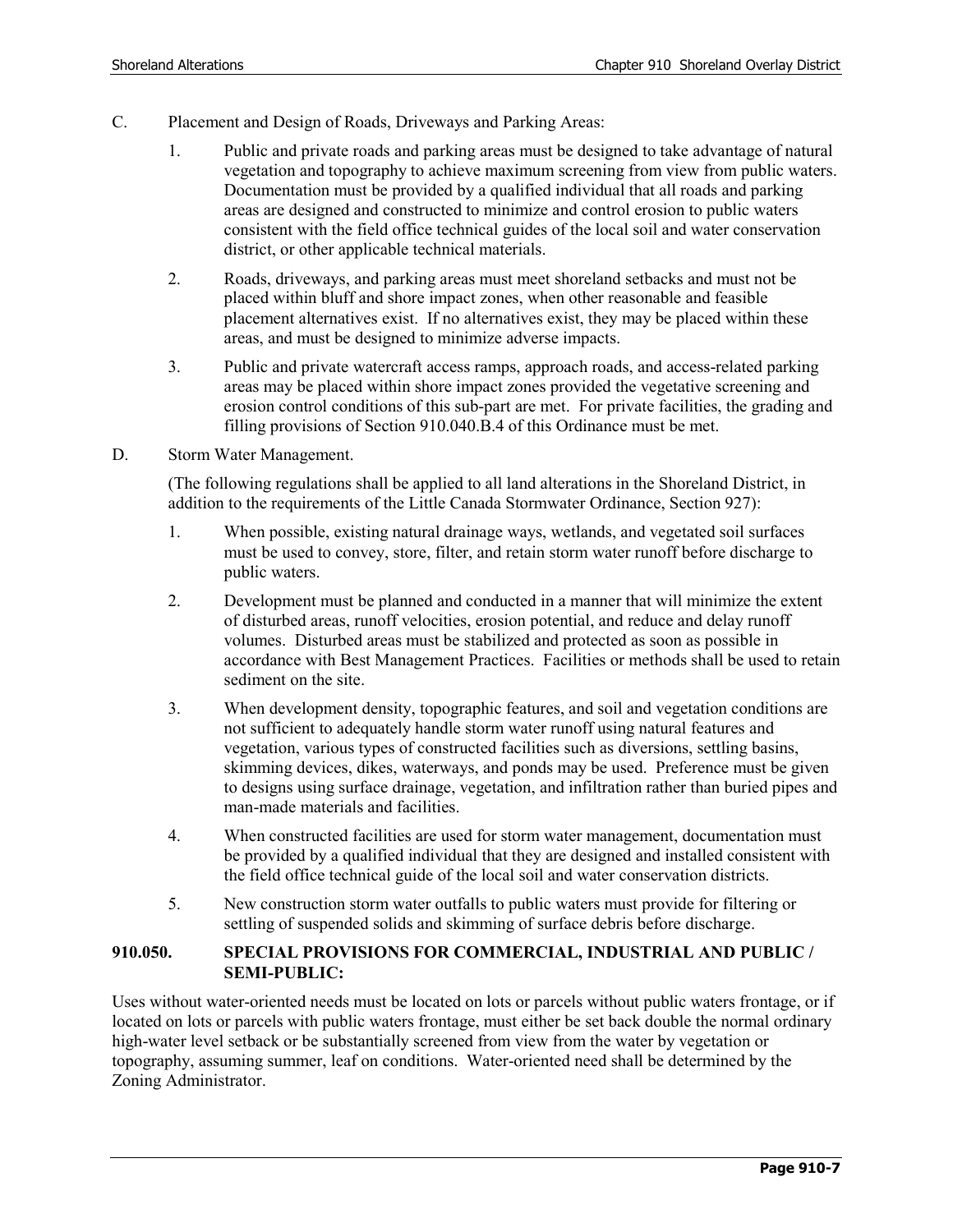C. Placement and Design of Roads, Driveways and Parking Areas:

1. Public and private roads and parking areas must be designed to take advantage of natural vegetation and topography to achieve maximum screening from view from public waters. Documentation must be provided by a qualified individual that all roads and parking areas are designed and constructed to minimize and control erosion to public waters consistent with the field office technical guides of the local soil and water conservation district, or other applicable technical materials.

2. Roads, driveways, and parking areas must meet shoreland setbacks and must not be placed within bluff and shore impact zones, when other reasonable and feasible placement alternatives exist. If no alternatives exist, they may be placed within these areas, and must be designed to minimize adverse impacts.

3. Public and private watercraft access ramps, approach roads, and access-related parking areas may be placed within shore impact zones provided the vegetative screening and erosion control conditions of this sub-part are met. For private facilities, the grading and filling provisions of Section 910.040.B.4 of this Ordinance must be met.

D. Storm Water Management.

(The following regulations shall be applied to all land alterations in the Shoreland District, in addition to the requirements of the Little Canada Stormwater Ordinance, Section 927):

1. When possible, existing natural drainage ways, wetlands, and vegetated soil surfaces must be used to convey, store, filter, and retain storm water runoff before discharge to public waters.

2. Development must be planned and conducted in a manner that will minimize the extent of disturbed areas, runoff velocities, erosion potential, and reduce and delay runoff volumes. Disturbed areas must be stabilized and protected as soon as possible in accordance with Best Management Practices. Facilities or methods shall be used to retain sediment on the site.

3. When development density, topographic features, and soil and vegetation conditions are not sufficient to adequately handle storm water runoff using natural features and vegetation, various types of constructed facilities such as diversions, settling basins, skimming devices, dikes, waterways, and ponds may be used. Preference must be given to designs using surface drainage, vegetation, and infiltration rather than buried pipes and man-made materials and facilities.

4. When constructed facilities are used for storm water management, documentation must be provided by a qualified individual that they are designed and installed consistent with the field office technical guide of the local soil and water conservation districts.

5. New construction storm water outfalls to public waters must provide for filtering or settling of suspended solids and skimming of surface debris before discharge.

## 910.050. SPECIAL PROVISIONS FOR COMMERCIAL, INDUSTRIAL AND PUBLIC / SEMI-PUBLIC:

Uses without water-oriented needs must be located on lots or parcels without public waters frontage, or if located on lots or parcels with public waters frontage, must either be set back double the normal ordinary high-water level setback or be substantially screened from view from the water by vegetation or topography, assuming summer, leaf on conditions. Water-oriented need shall be determined by the Zoning Administrator.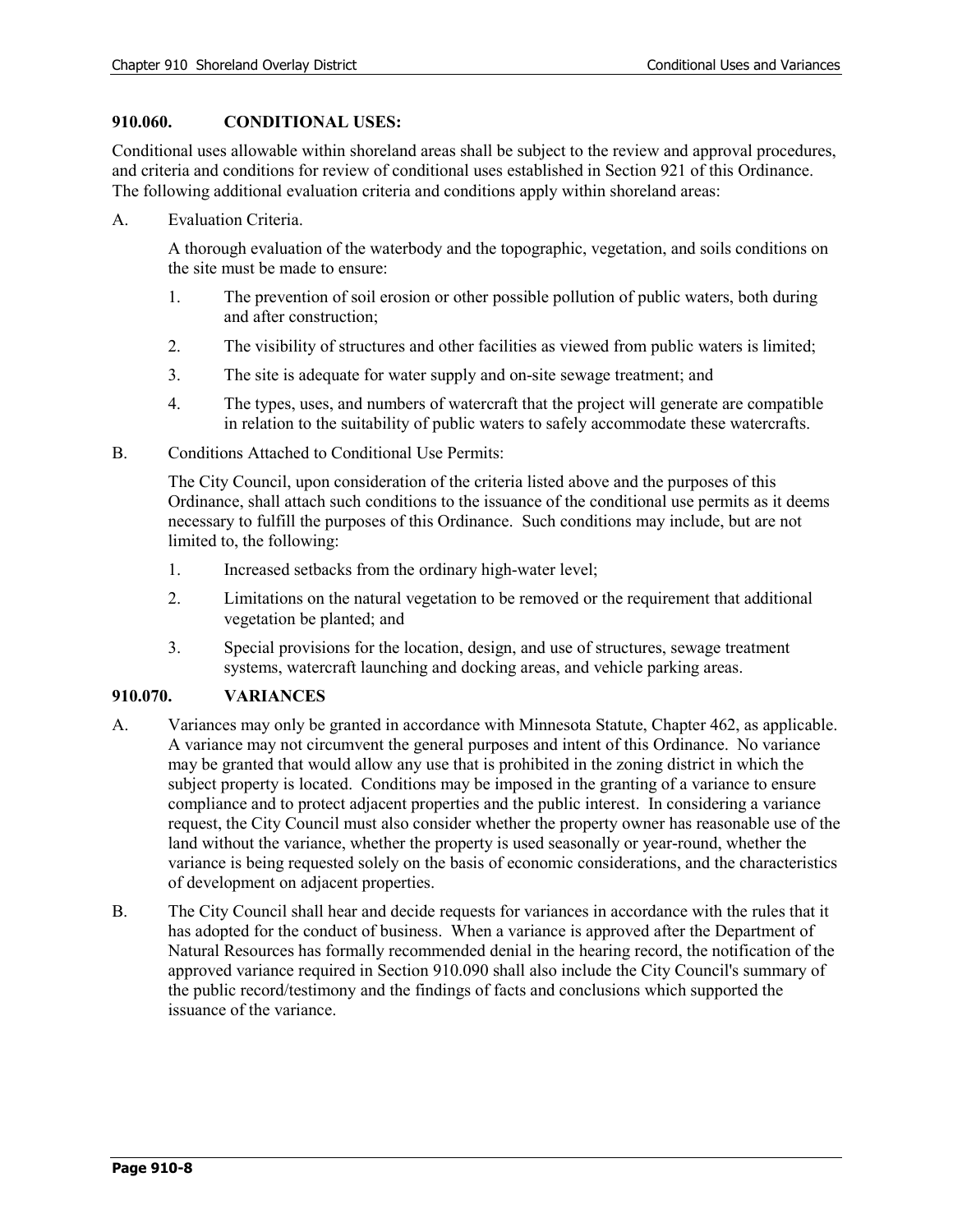## 910.060. CONDITIONAL USES:

Conditional uses allowable within shoreland areas shall be subject to the review and approval procedures, and criteria and conditions for review of conditional uses established in Section 921 of this Ordinance. The following additional evaluation criteria and conditions apply within shoreland areas:

A. Evaluation Criteria.

   A thorough evaluation of the waterbody and the topographic, vegetation, and soils conditions on the site must be made to ensure:

   1. The prevention of soil erosion or other possible pollution of public waters, both during and after construction;
   2. The visibility of structures and other facilities as viewed from public waters is limited;
   3. The site is adequate for water supply and on-site sewage treatment; and
   4. The types, uses, and numbers of watercraft that the project will generate are compatible in relation to the suitability of public waters to safely accommodate these watercrafts.

B. Conditions Attached to Conditional Use Permits:

   The City Council, upon consideration of the criteria listed above and the purposes of this Ordinance, shall attach such conditions to the issuance of the conditional use permits as it deems necessary to fulfill the purposes of this Ordinance. Such conditions may include, but are not limited to, the following:

   1. Increased setbacks from the ordinary high-water level;
   2. Limitations on the natural vegetation to be removed or the requirement that additional vegetation be planted; and
   3. Special provisions for the location, design, and use of structures, sewage treatment systems, watercraft launching and docking areas, and vehicle parking areas.

## 910.070. VARIANCES

A. Variances may only be granted in accordance with Minnesota Statute, Chapter 462, as applicable. A variance may not circumvent the general purposes and intent of this Ordinance. No variance may be granted that would allow any use that is prohibited in the zoning district in which the subject property is located. Conditions may be imposed in the granting of a variance to ensure compliance and to protect adjacent properties and the public interest. In considering a variance request, the City Council must also consider whether the property owner has reasonable use of the land without the variance, whether the property is used seasonally or year-round, whether the variance is being requested solely on the basis of economic considerations, and the characteristics of development on adjacent properties.

B. The City Council shall hear and decide requests for variances in accordance with the rules that it has adopted for the conduct of business. When a variance is approved after the Department of Natural Resources has formally recommended denial in the hearing record, the notification of the approved variance required in Section 910.090 shall also include the City Council's summary of the public record/testimony and the findings of facts and conclusions which supported the issuance of the variance.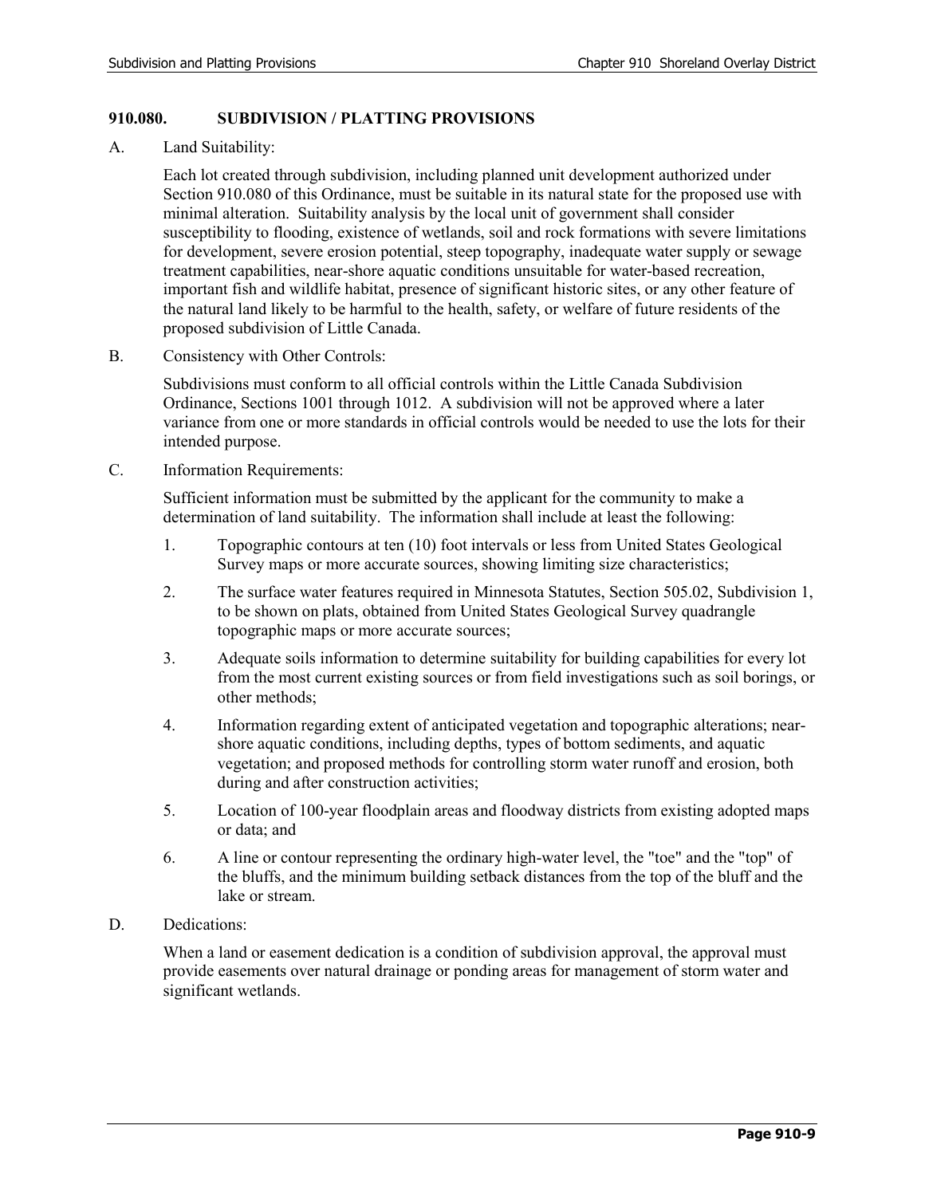## 910.080. SUBDIVISION / PLATTING PROVISIONS

A. Land Suitability:

Each lot created through subdivision, including planned unit development authorized under Section 910.080 of this Ordinance, must be suitable in its natural state for the proposed use with minimal alteration. Suitability analysis by the local unit of government shall consider susceptibility to flooding, existence of wetlands, soil and rock formations with severe limitations for development, severe erosion potential, steep topography, inadequate water supply or sewage treatment capabilities, near-shore aquatic conditions unsuitable for water-based recreation, important fish and wildlife habitat, presence of significant historic sites, or any other feature of the natural land likely to be harmful to the health, safety, or welfare of future residents of the proposed subdivision of Little Canada.

B. Consistency with Other Controls:

Subdivisions must conform to all official controls within the Little Canada Subdivision Ordinance, Sections 1001 through 1012. A subdivision will not be approved where a later variance from one or more standards in official controls would be needed to use the lots for their intended purpose.

C. Information Requirements:

Sufficient information must be submitted by the applicant for the community to make a determination of land suitability. The information shall include at least the following:

1. Topographic contours at ten (10) foot intervals or less from United States Geological Survey maps or more accurate sources, showing limiting size characteristics;
2. The surface water features required in Minnesota Statutes, Section 505.02, Subdivision 1, to be shown on plats, obtained from United States Geological Survey quadrangle topographic maps or more accurate sources;
3. Adequate soils information to determine suitability for building capabilities for every lot from the most current existing sources or from field investigations such as soil borings, or other methods;
4. Information regarding extent of anticipated vegetation and topographic alterations; near-shore aquatic conditions, including depths, types of bottom sediments, and aquatic vegetation; and proposed methods for controlling storm water runoff and erosion, both during and after construction activities;
5. Location of 100-year floodplain areas and floodway districts from existing adopted maps or data; and
6. A line or contour representing the ordinary high-water level, the "toe" and the "top" of the bluffs, and the minimum building setback distances from the top of the bluff and the lake or stream.

D. Dedications:

When a land or easement dedication is a condition of subdivision approval, the approval must provide easements over natural drainage or ponding areas for management of storm water and significant wetlands.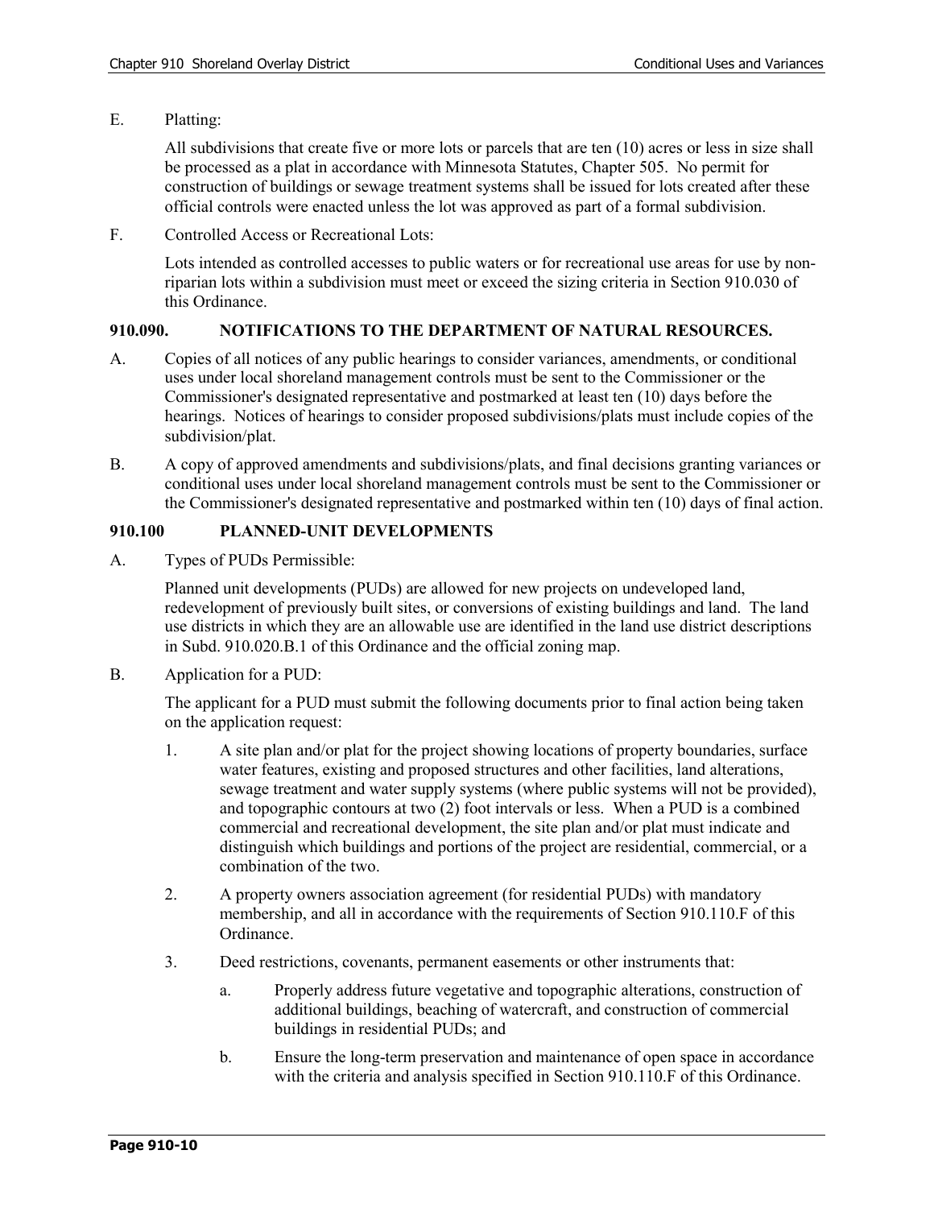E. Platting:

All subdivisions that create five or more lots or parcels that are ten (10) acres or less in size shall be processed as a plat in accordance with Minnesota Statutes, Chapter 505. No permit for construction of buildings or sewage treatment systems shall be issued for lots created after these official controls were enacted unless the lot was approved as part of a formal subdivision.

F. Controlled Access or Recreational Lots:

Lots intended as controlled accesses to public waters or for recreational use areas for use by non-riparian lots within a subdivision must meet or exceed the sizing criteria in Section 910.030 of this Ordinance.

### 910.090. NOTIFICATIONS TO THE DEPARTMENT OF NATURAL RESOURCES.

A. Copies of all notices of any public hearings to consider variances, amendments, or conditional uses under local shoreland management controls must be sent to the Commissioner or the Commissioner's designated representative and postmarked at least ten (10) days before the hearings. Notices of hearings to consider proposed subdivisions/plats must include copies of the subdivision/plat.

B. A copy of approved amendments and subdivisions/plats, and final decisions granting variances or conditional uses under local shoreland management controls must be sent to the Commissioner or the Commissioner's designated representative and postmarked within ten (10) days of final action.

### 910.100 PLANNED-UNIT DEVELOPMENTS

A. Types of PUDs Permissible:

Planned unit developments (PUDs) are allowed for new projects on undeveloped land, redevelopment of previously built sites, or conversions of existing buildings and land. The land use districts in which they are an allowable use are identified in the land use district descriptions in Subd. 910.020.B.1 of this Ordinance and the official zoning map.

B. Application for a PUD:

The applicant for a PUD must submit the following documents prior to final action being taken on the application request:

1. A site plan and/or plat for the project showing locations of property boundaries, surface water features, existing and proposed structures and other facilities, land alterations, sewage treatment and water supply systems (where public systems will not be provided), and topographic contours at two (2) foot intervals or less. When a PUD is a combined commercial and recreational development, the site plan and/or plat must indicate and distinguish which buildings and portions of the project are residential, commercial, or a combination of the two.

2. A property owners association agreement (for residential PUDs) with mandatory membership, and all in accordance with the requirements of Section 910.110.F of this Ordinance.

3. Deed restrictions, covenants, permanent easements or other instruments that:

   a. Properly address future vegetative and topographic alterations, construction of additional buildings, beaching of watercraft, and construction of commercial buildings in residential PUDs; and

   b. Ensure the long-term preservation and maintenance of open space in accordance with the criteria and analysis specified in Section 910.110.F of this Ordinance.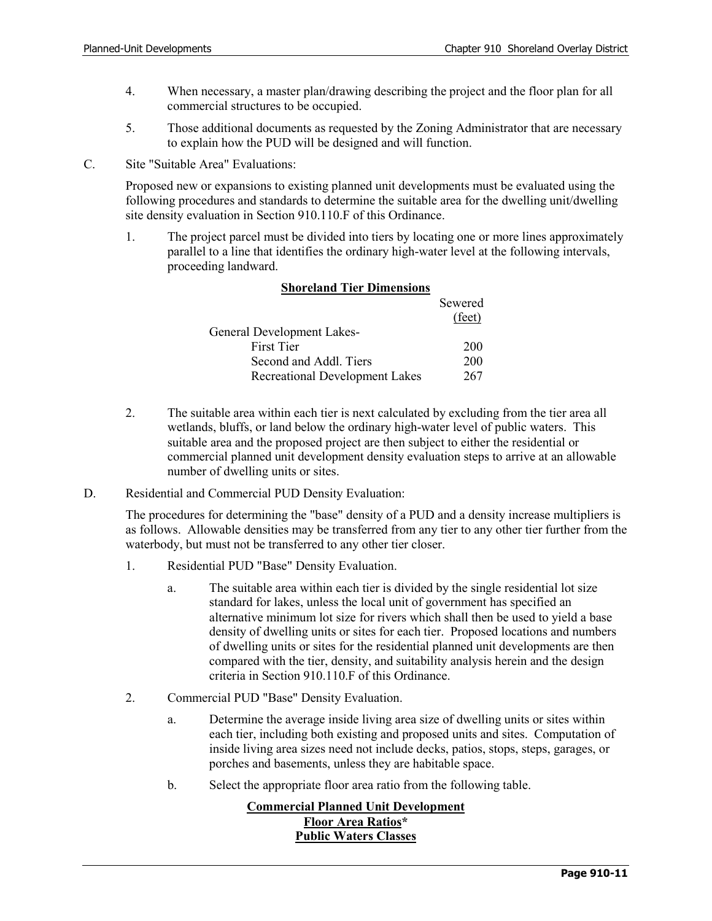4. When necessary, a master plan/drawing describing the project and the floor plan for all commercial structures to be occupied.

5. Those additional documents as requested by the Zoning Administrator that are necessary to explain how the PUD will be designed and will function.

C. Site "Suitable Area" Evaluations:

Proposed new or expansions to existing planned unit developments must be evaluated using the following procedures and standards to determine the suitable area for the dwelling unit/dwelling site density evaluation in Section 910.110.F of this Ordinance.

1. The project parcel must be divided into tiers by locating one or more lines approximately parallel to a line that identifies the ordinary high-water level at the following intervals, proceeding landward.

**Shoreland Tier Dimensions**

| | Sewered (feet) |
|---|---|
| General Development Lakes- | |
| First Tier | 200 |
| Second and Addl. Tiers | 200 |
| Recreational Development Lakes | 267 |

2. The suitable area within each tier is next calculated by excluding from the tier area all wetlands, bluffs, or land below the ordinary high-water level of public waters. This suitable area and the proposed project are then subject to either the residential or commercial planned unit development density evaluation steps to arrive at an allowable number of dwelling units or sites.

D. Residential and Commercial PUD Density Evaluation:

The procedures for determining the "base" density of a PUD and a density increase multipliers is as follows. Allowable densities may be transferred from any tier to any other tier further from the waterbody, but must not be transferred to any other tier closer.

1. Residential PUD "Base" Density Evaluation.

   a. The suitable area within each tier is divided by the single residential lot size standard for lakes, unless the local unit of government has specified an alternative minimum lot size for rivers which shall then be used to yield a base density of dwelling units or sites for each tier. Proposed locations and numbers of dwelling units or sites for the residential planned unit developments are then compared with the tier, density, and suitability analysis herein and the design criteria in Section 910.110.F of this Ordinance.

2. Commercial PUD "Base" Density Evaluation.

   a. Determine the average inside living area size of dwelling units or sites within each tier, including both existing and proposed units and sites. Computation of inside living area sizes need not include decks, patios, stops, steps, garages, or porches and basements, unless they are habitable space.

   b. Select the appropriate floor area ratio from the following table.

**Commercial Planned Unit Development**
**Floor Area Ratios***
**Public Waters Classes**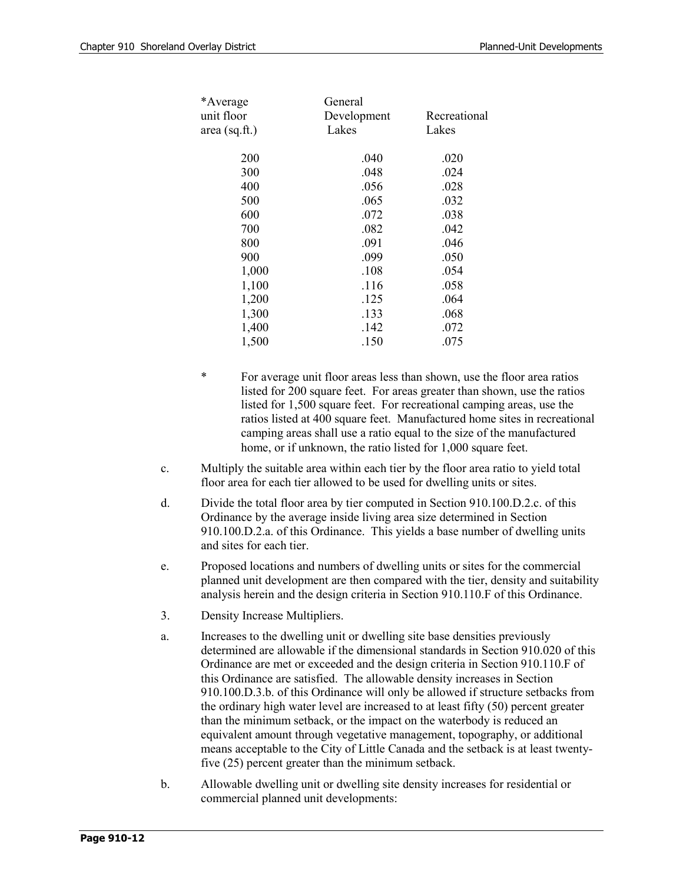| *Average unit floor area (sq.ft.) | General Development Lakes | Recreational Lakes |
|---|---|---|
| 200 | .040 | .020 |
| 300 | .048 | .024 |
| 400 | .056 | .028 |
| 500 | .065 | .032 |
| 600 | .072 | .038 |
| 700 | .082 | .042 |
| 800 | .091 | .046 |
| 900 | .099 | .050 |
| 1,000 | .108 | .054 |
| 1,100 | .116 | .058 |
| 1,200 | .125 | .064 |
| 1,300 | .133 | .068 |
| 1,400 | .142 | .072 |
| 1,500 | .150 | .075 |

\* For average unit floor areas less than shown, use the floor area ratios listed for 200 square feet. For areas greater than shown, use the ratios listed for 1,500 square feet. For recreational camping areas, use the ratios listed at 400 square feet. Manufactured home sites in recreational camping areas shall use a ratio equal to the size of the manufactured home, or if unknown, the ratio listed for 1,000 square feet.

c. Multiply the suitable area within each tier by the floor area ratio to yield total floor area for each tier allowed to be used for dwelling units or sites.

d. Divide the total floor area by tier computed in Section 910.100.D.2.c. of this Ordinance by the average inside living area size determined in Section 910.100.D.2.a. of this Ordinance. This yields a base number of dwelling units and sites for each tier.

e. Proposed locations and numbers of dwelling units or sites for the commercial planned unit development are then compared with the tier, density and suitability analysis herein and the design criteria in Section 910.110.F of this Ordinance.

3. Density Increase Multipliers.

a. Increases to the dwelling unit or dwelling site base densities previously determined are allowable if the dimensional standards in Section 910.020 of this Ordinance are met or exceeded and the design criteria in Section 910.110.F of this Ordinance are satisfied. The allowable density increases in Section 910.100.D.3.b. of this Ordinance will only be allowed if structure setbacks from the ordinary high water level are increased to at least fifty (50) percent greater than the minimum setback, or the impact on the waterbody is reduced an equivalent amount through vegetative management, topography, or additional means acceptable to the City of Little Canada and the setback is at least twenty-five (25) percent greater than the minimum setback.

b. Allowable dwelling unit or dwelling site density increases for residential or commercial planned unit developments: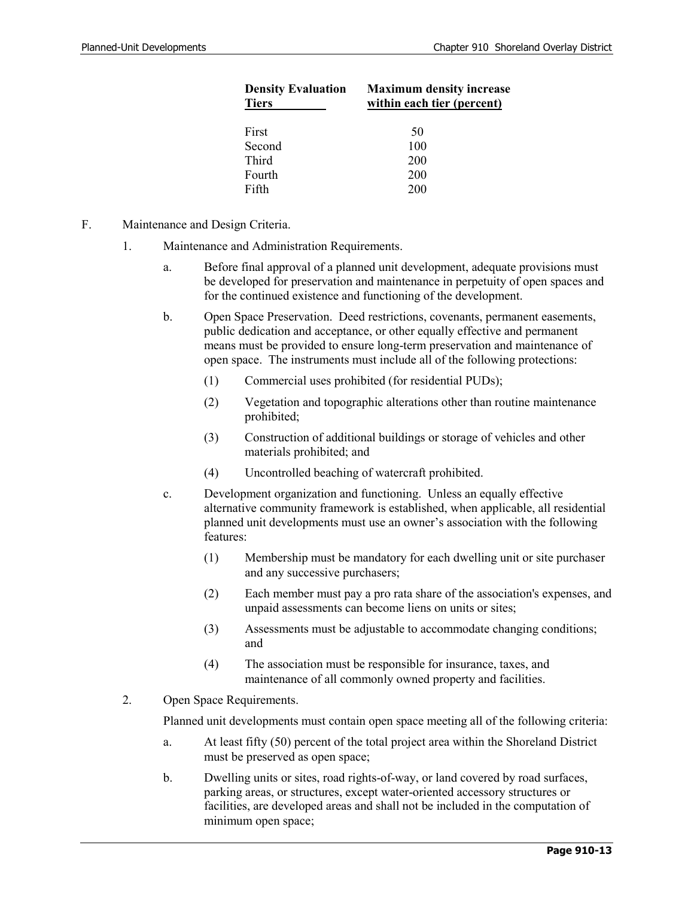| Density Evaluation Tiers | Maximum density increase within each tier (percent) |
|---|---|
| First | 50 |
| Second | 100 |
| Third | 200 |
| Fourth | 200 |
| Fifth | 200 |

F. Maintenance and Design Criteria.

1. Maintenance and Administration Requirements.

   a. Before final approval of a planned unit development, adequate provisions must be developed for preservation and maintenance in perpetuity of open spaces and for the continued existence and functioning of the development.

   b. Open Space Preservation. Deed restrictions, covenants, permanent easements, public dedication and acceptance, or other equally effective and permanent means must be provided to ensure long-term preservation and maintenance of open space. The instruments must include all of the following protections:

      (1) Commercial uses prohibited (for residential PUDs);

      (2) Vegetation and topographic alterations other than routine maintenance prohibited;

      (3) Construction of additional buildings or storage of vehicles and other materials prohibited; and

      (4) Uncontrolled beaching of watercraft prohibited.

   c. Development organization and functioning. Unless an equally effective alternative community framework is established, when applicable, all residential planned unit developments must use an owner's association with the following features:

      (1) Membership must be mandatory for each dwelling unit or site purchaser and any successive purchasers;

      (2) Each member must pay a pro rata share of the association's expenses, and unpaid assessments can become liens on units or sites;

      (3) Assessments must be adjustable to accommodate changing conditions; and

      (4) The association must be responsible for insurance, taxes, and maintenance of all commonly owned property and facilities.

2. Open Space Requirements.

   Planned unit developments must contain open space meeting all of the following criteria:

   a. At least fifty (50) percent of the total project area within the Shoreland District must be preserved as open space;

   b. Dwelling units or sites, road rights-of-way, or land covered by road surfaces, parking areas, or structures, except water-oriented accessory structures or facilities, are developed areas and shall not be included in the computation of minimum open space;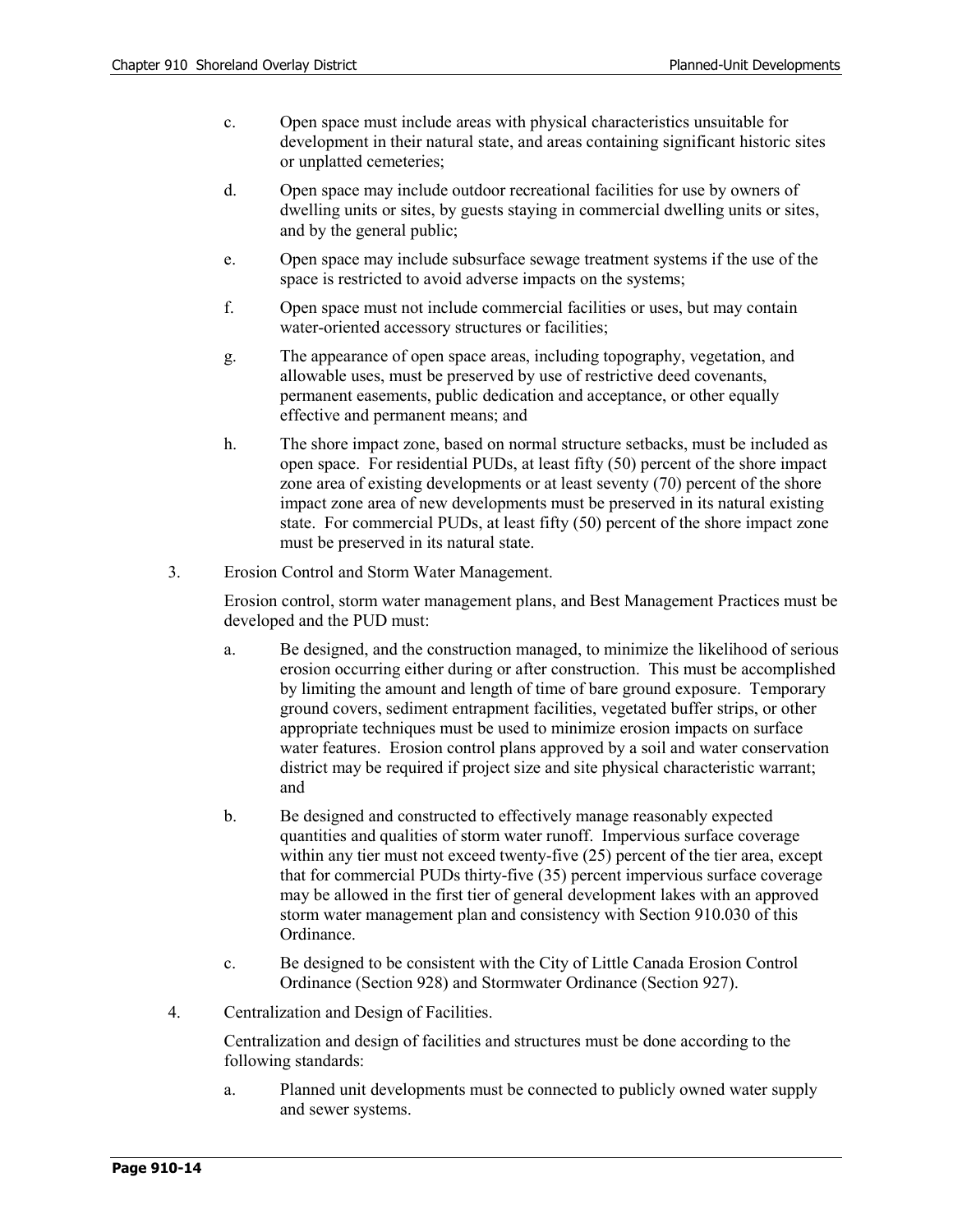c. Open space must include areas with physical characteristics unsuitable for development in their natural state, and areas containing significant historic sites or unplatted cemeteries;

d. Open space may include outdoor recreational facilities for use by owners of dwelling units or sites, by guests staying in commercial dwelling units or sites, and by the general public;

e. Open space may include subsurface sewage treatment systems if the use of the space is restricted to avoid adverse impacts on the systems;

f. Open space must not include commercial facilities or uses, but may contain water-oriented accessory structures or facilities;

g. The appearance of open space areas, including topography, vegetation, and allowable uses, must be preserved by use of restrictive deed covenants, permanent easements, public dedication and acceptance, or other equally effective and permanent means; and

h. The shore impact zone, based on normal structure setbacks, must be included as open space. For residential PUDs, at least fifty (50) percent of the shore impact zone area of existing developments or at least seventy (70) percent of the shore impact zone area of new developments must be preserved in its natural existing state. For commercial PUDs, at least fifty (50) percent of the shore impact zone must be preserved in its natural state.

3. Erosion Control and Storm Water Management.

Erosion control, storm water management plans, and Best Management Practices must be developed and the PUD must:

a. Be designed, and the construction managed, to minimize the likelihood of serious erosion occurring either during or after construction. This must be accomplished by limiting the amount and length of time of bare ground exposure. Temporary ground covers, sediment entrapment facilities, vegetated buffer strips, or other appropriate techniques must be used to minimize erosion impacts on surface water features. Erosion control plans approved by a soil and water conservation district may be required if project size and site physical characteristic warrant; and

b. Be designed and constructed to effectively manage reasonably expected quantities and qualities of storm water runoff. Impervious surface coverage within any tier must not exceed twenty-five (25) percent of the tier area, except that for commercial PUDs thirty-five (35) percent impervious surface coverage may be allowed in the first tier of general development lakes with an approved storm water management plan and consistency with Section 910.030 of this Ordinance.

c. Be designed to be consistent with the City of Little Canada Erosion Control Ordinance (Section 928) and Stormwater Ordinance (Section 927).

4. Centralization and Design of Facilities.

Centralization and design of facilities and structures must be done according to the following standards:

a. Planned unit developments must be connected to publicly owned water supply and sewer systems.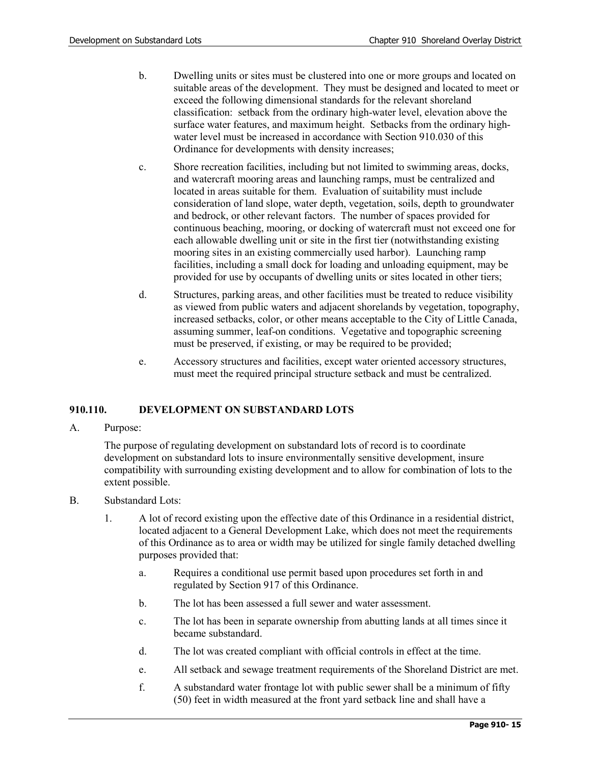b. Dwelling units or sites must be clustered into one or more groups and located on suitable areas of the development. They must be designed and located to meet or exceed the following dimensional standards for the relevant shoreland classification: setback from the ordinary high-water level, elevation above the surface water features, and maximum height. Setbacks from the ordinary high-water level must be increased in accordance with Section 910.030 of this Ordinance for developments with density increases;

c. Shore recreation facilities, including but not limited to swimming areas, docks, and watercraft mooring areas and launching ramps, must be centralized and located in areas suitable for them. Evaluation of suitability must include consideration of land slope, water depth, vegetation, soils, depth to groundwater and bedrock, or other relevant factors. The number of spaces provided for continuous beaching, mooring, or docking of watercraft must not exceed one for each allowable dwelling unit or site in the first tier (notwithstanding existing mooring sites in an existing commercially used harbor). Launching ramp facilities, including a small dock for loading and unloading equipment, may be provided for use by occupants of dwelling units or sites located in other tiers;

d. Structures, parking areas, and other facilities must be treated to reduce visibility as viewed from public waters and adjacent shorelands by vegetation, topography, increased setbacks, color, or other means acceptable to the City of Little Canada, assuming summer, leaf-on conditions. Vegetative and topographic screening must be preserved, if existing, or may be required to be provided;

e. Accessory structures and facilities, except water oriented accessory structures, must meet the required principal structure setback and must be centralized.

## 910.110. DEVELOPMENT ON SUBSTANDARD LOTS

A. Purpose:

The purpose of regulating development on substandard lots of record is to coordinate development on substandard lots to insure environmentally sensitive development, insure compatibility with surrounding existing development and to allow for combination of lots to the extent possible.

B. Substandard Lots:

1. A lot of record existing upon the effective date of this Ordinance in a residential district, located adjacent to a General Development Lake, which does not meet the requirements of this Ordinance as to area or width may be utilized for single family detached dwelling purposes provided that:

   a. Requires a conditional use permit based upon procedures set forth in and regulated by Section 917 of this Ordinance.

   b. The lot has been assessed a full sewer and water assessment.

   c. The lot has been in separate ownership from abutting lands at all times since it became substandard.

   d. The lot was created compliant with official controls in effect at the time.

   e. All setback and sewage treatment requirements of the Shoreland District are met.

   f. A substandard water frontage lot with public sewer shall be a minimum of fifty (50) feet in width measured at the front yard setback line and shall have a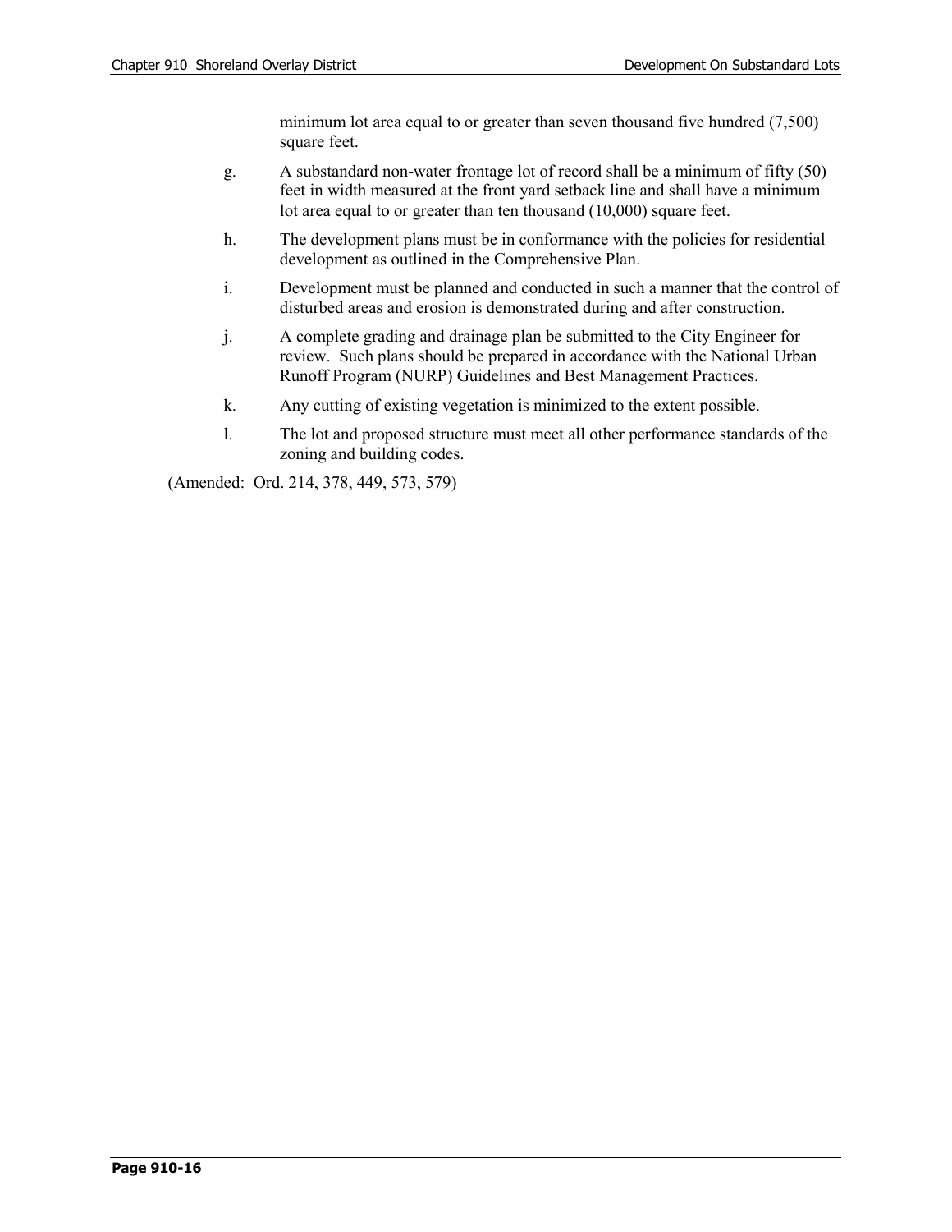minimum lot area equal to or greater than seven thousand five hundred (7,500) square feet.

g. A substandard non-water frontage lot of record shall be a minimum of fifty (50) feet in width measured at the front yard setback line and shall have a minimum lot area equal to or greater than ten thousand (10,000) square feet.

h. The development plans must be in conformance with the policies for residential development as outlined in the Comprehensive Plan.

i. Development must be planned and conducted in such a manner that the control of disturbed areas and erosion is demonstrated during and after construction.

j. A complete grading and drainage plan be submitted to the City Engineer for review. Such plans should be prepared in accordance with the National Urban Runoff Program (NURP) Guidelines and Best Management Practices.

k. Any cutting of existing vegetation is minimized to the extent possible.

l. The lot and proposed structure must meet all other performance standards of the zoning and building codes.

(Amended: Ord. 214, 378, 449, 573, 579)